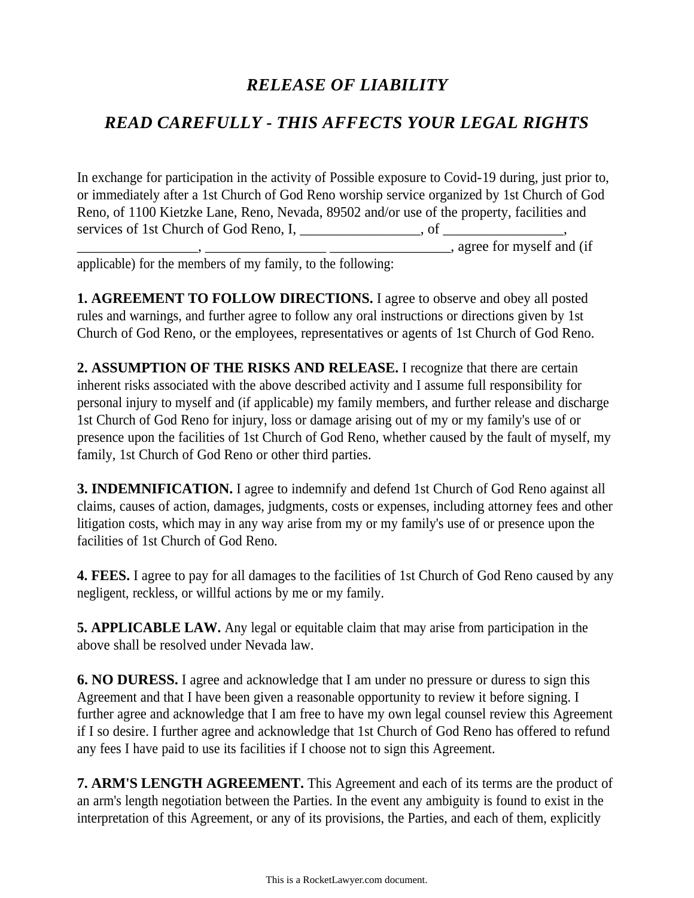# *RELEASE OF LIABILITY*

## *READ CAREFULLY - THIS AFFECTS YOUR LEGAL RIGHTS*

In exchange for participation in the activity of Possible exposure to Covid-19 during, just prior to, or immediately after a 1st Church of God Reno worship service organized by 1st Church of God Reno, of 1100 Kietzke Lane, Reno, Nevada, 89502 and/or use of the property, facilities and services of 1st Church of God Reno, I, _________________, of _________________, _________________, _________________ _________________, agree for myself and (if applicable) for the members of my family, to the following:

**1. AGREEMENT TO FOLLOW DIRECTIONS.** I agree to observe and obey all posted rules and warnings, and further agree to follow any oral instructions or directions given by 1st Church of God Reno, or the employees, representatives or agents of 1st Church of God Reno.

**2. ASSUMPTION OF THE RISKS AND RELEASE.** I recognize that there are certain inherent risks associated with the above described activity and I assume full responsibility for personal injury to myself and (if applicable) my family members, and further release and discharge 1st Church of God Reno for injury, loss or damage arising out of my or my family's use of or presence upon the facilities of 1st Church of God Reno, whether caused by the fault of myself, my family, 1st Church of God Reno or other third parties.

**3. INDEMNIFICATION.** I agree to indemnify and defend 1st Church of God Reno against all claims, causes of action, damages, judgments, costs or expenses, including attorney fees and other litigation costs, which may in any way arise from my or my family's use of or presence upon the facilities of 1st Church of God Reno.

**4. FEES.** I agree to pay for all damages to the facilities of 1st Church of God Reno caused by any negligent, reckless, or willful actions by me or my family.

**5. APPLICABLE LAW.** Any legal or equitable claim that may arise from participation in the above shall be resolved under Nevada law.

**6. NO DURESS.** I agree and acknowledge that I am under no pressure or duress to sign this Agreement and that I have been given a reasonable opportunity to review it before signing. I further agree and acknowledge that I am free to have my own legal counsel review this Agreement if I so desire. I further agree and acknowledge that 1st Church of God Reno has offered to refund any fees I have paid to use its facilities if I choose not to sign this Agreement.

**7. ARM'S LENGTH AGREEMENT.** This Agreement and each of its terms are the product of an arm's length negotiation between the Parties. In the event any ambiguity is found to exist in the interpretation of this Agreement, or any of its provisions, the Parties, and each of them, explicitly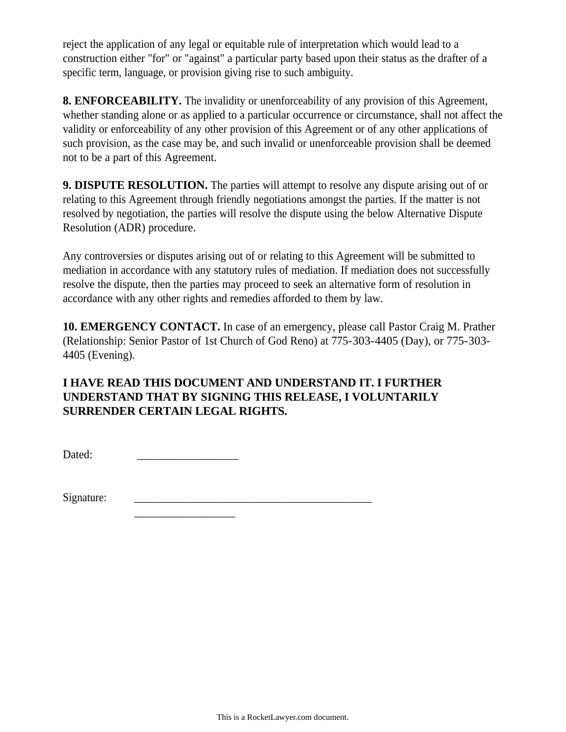reject the application of any legal or equitable rule of interpretation which would lead to a construction either "for" or "against" a particular party based upon their status as the drafter of a specific term, language, or provision giving rise to such ambiguity.

**8. ENFORCEABILITY.** The invalidity or unenforceability of any provision of this Agreement, whether standing alone or as applied to a particular occurrence or circumstance, shall not affect the validity or enforceability of any other provision of this Agreement or of any other applications of such provision, as the case may be, and such invalid or unenforceable provision shall be deemed not to be a part of this Agreement.

**9. DISPUTE RESOLUTION.** The parties will attempt to resolve any dispute arising out of or relating to this Agreement through friendly negotiations amongst the parties. If the matter is not resolved by negotiation, the parties will resolve the dispute using the below Alternative Dispute Resolution (ADR) procedure.

Any controversies or disputes arising out of or relating to this Agreement will be submitted to mediation in accordance with any statutory rules of mediation. If mediation does not successfully resolve the dispute, then the parties may proceed to seek an alternative form of resolution in accordance with any other rights and remedies afforded to them by law.

**10. EMERGENCY CONTACT.** In case of an emergency, please call Pastor Craig M. Prather (Relationship: Senior Pastor of 1st Church of God Reno) at 775-303-4405 (Day), or 775-303-4405 (Evening).

**I HAVE READ THIS DOCUMENT AND UNDERSTAND IT. I FURTHER UNDERSTAND THAT BY SIGNING THIS RELEASE, I VOLUNTARILY SURRENDER CERTAIN LEGAL RIGHTS.**

Dated: __________________

Signature: ____________________________________________

__________________

This is a RocketLawyer.com document.